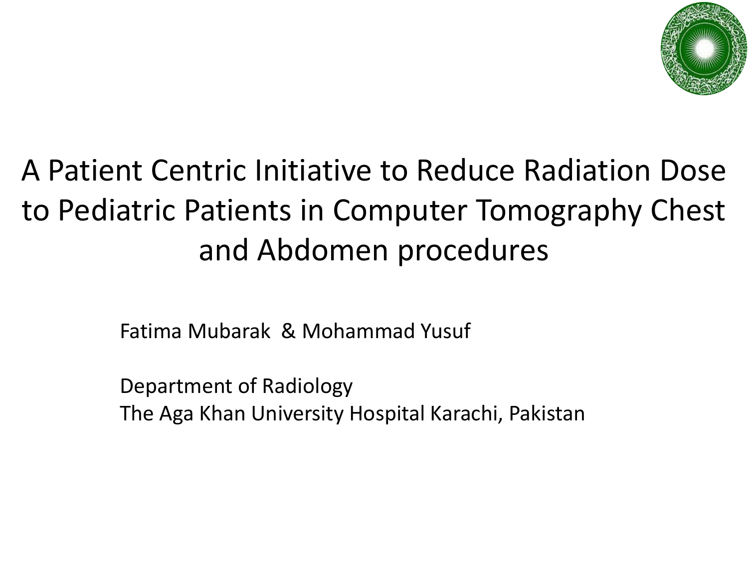# A Patient Centric Initiative to Reduce Radiation Dose to Pediatric Patients in Computer Tomography Chest and Abdomen procedures

Fatima Mubarak & Mohammad Yusuf

Department of Radiology
The Aga Khan University Hospital Karachi, Pakistan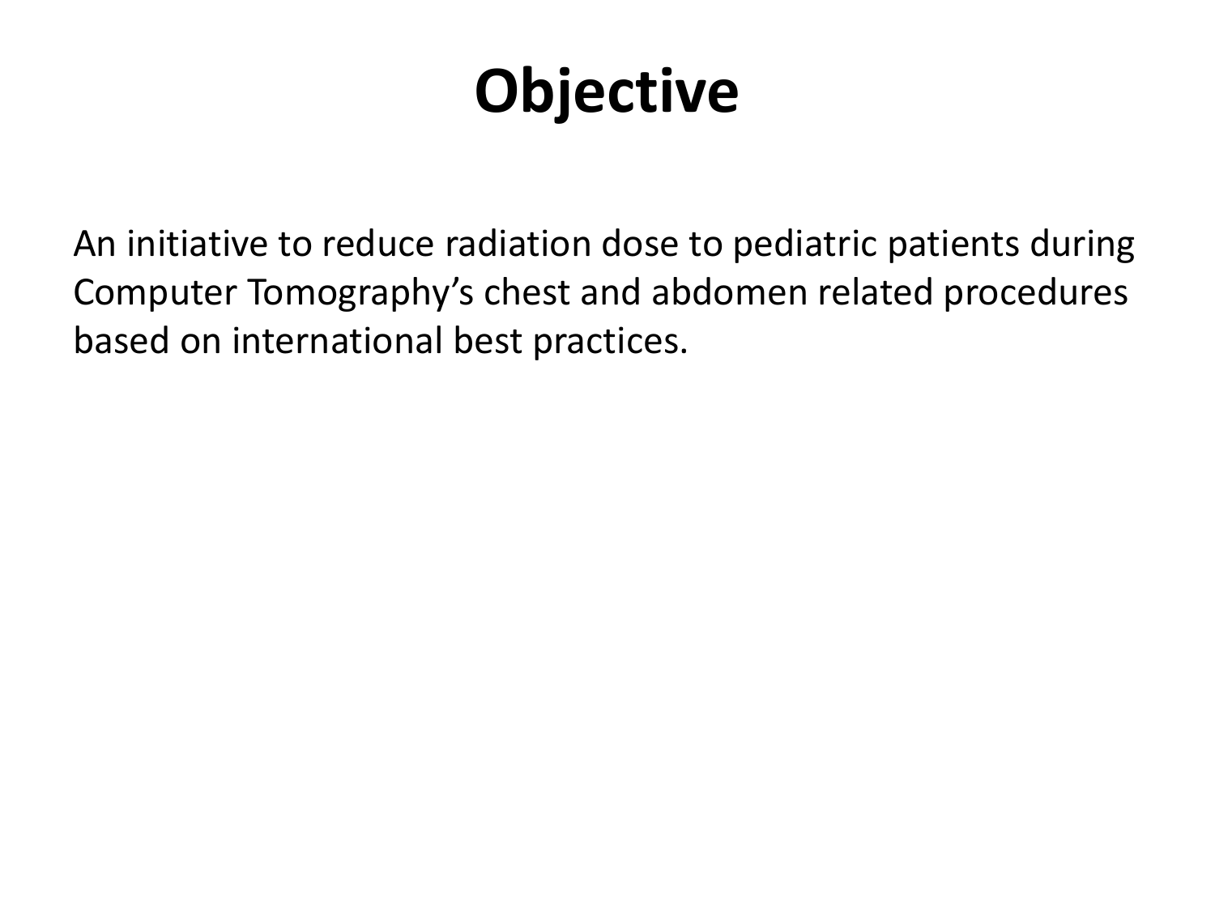# Objective

An initiative to reduce radiation dose to pediatric patients during Computer Tomography's chest and abdomen related procedures based on international best practices.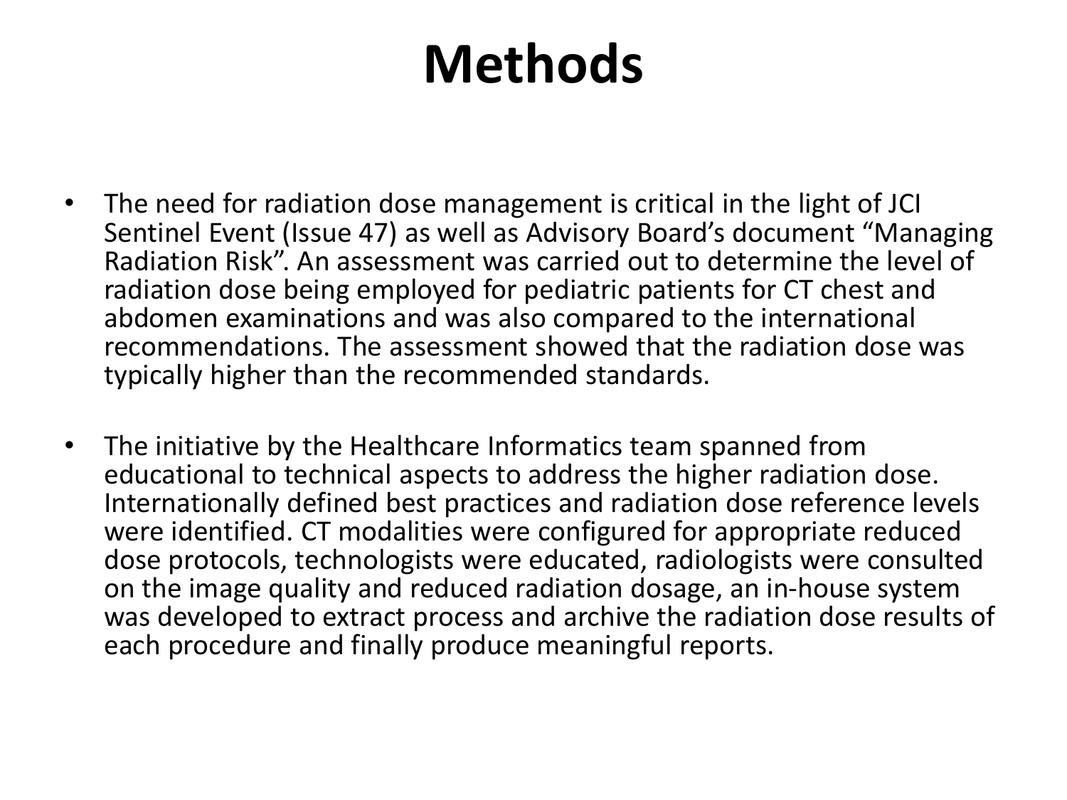# Methods

- The need for radiation dose management is critical in the light of JCI Sentinel Event (Issue 47) as well as Advisory Board's document "Managing Radiation Risk". An assessment was carried out to determine the level of radiation dose being employed for pediatric patients for CT chest and abdomen examinations and was also compared to the international recommendations. The assessment showed that the radiation dose was typically higher than the recommended standards.

- The initiative by the Healthcare Informatics team spanned from educational to technical aspects to address the higher radiation dose. Internationally defined best practices and radiation dose reference levels were identified. CT modalities were configured for appropriate reduced dose protocols, technologists were educated, radiologists were consulted on the image quality and reduced radiation dosage, an in-house system was developed to extract process and archive the radiation dose results of each procedure and finally produce meaningful reports.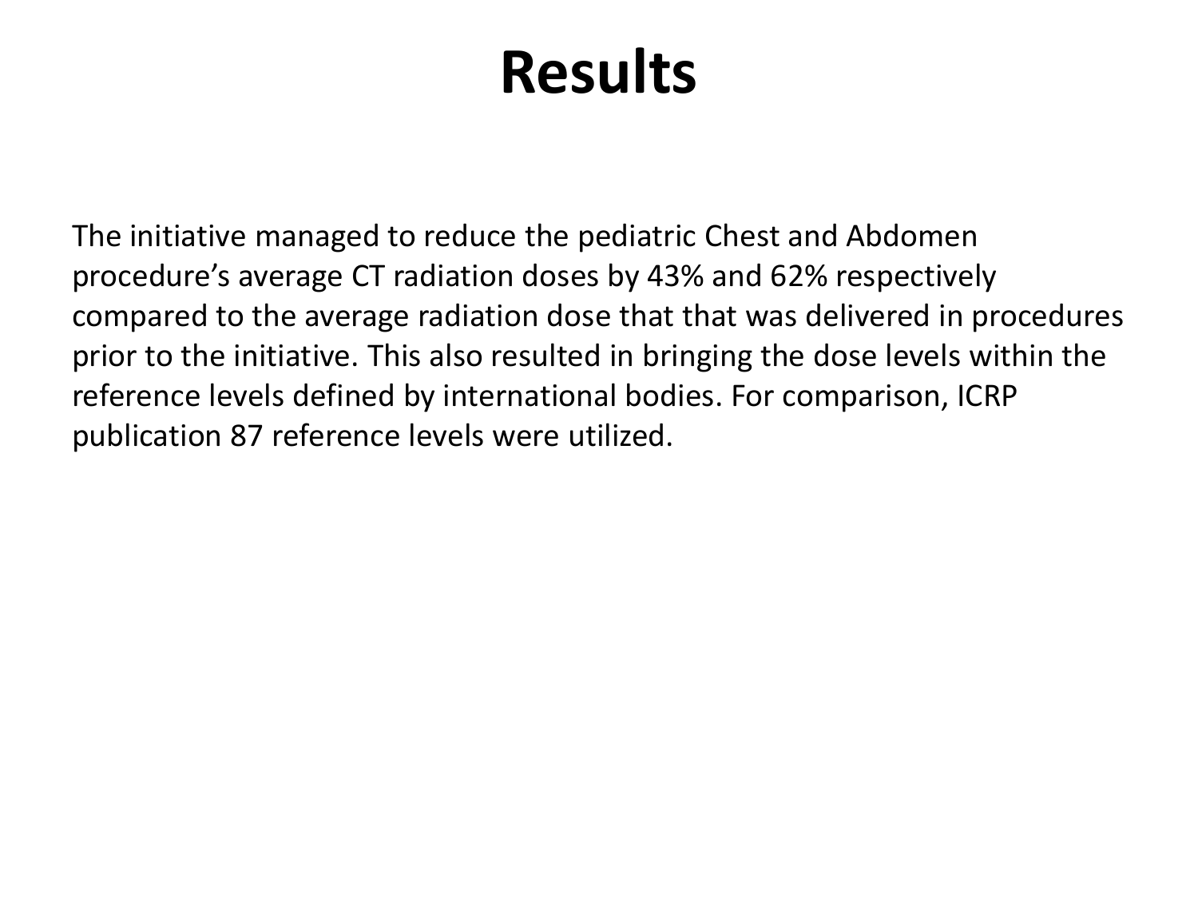# Results

The initiative managed to reduce the pediatric Chest and Abdomen procedure's average CT radiation doses by 43% and 62% respectively compared to the average radiation dose that that was delivered in procedures prior to the initiative. This also resulted in bringing the dose levels within the reference levels defined by international bodies. For comparison, ICRP publication 87 reference levels were utilized.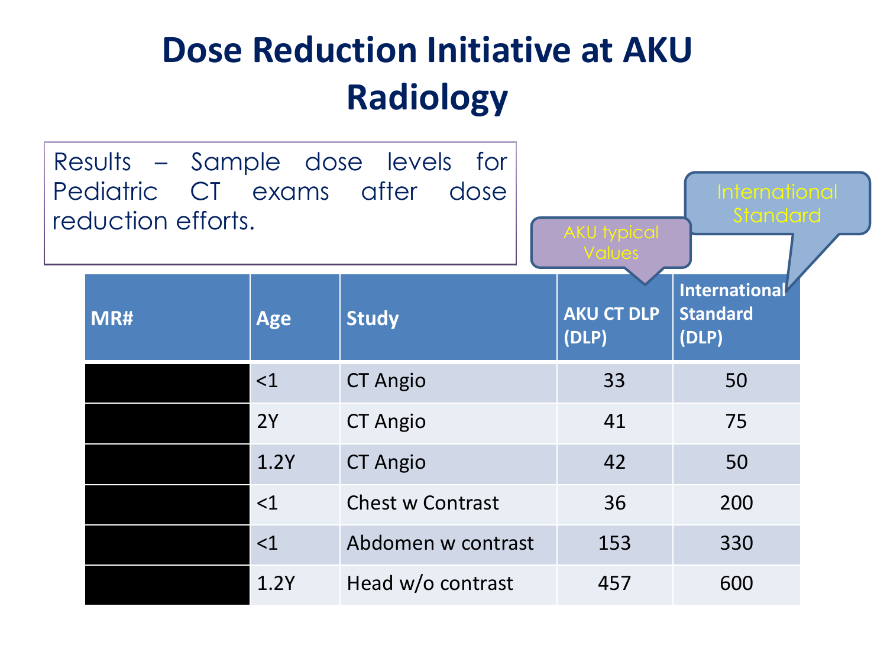# Dose Reduction Initiative at AKU Radiology

Results – Sample dose levels for Pediatric CT exams after dose reduction efforts.

AKU typical Values

International Standard

| MR# | Age | Study | AKU CT DLP (DLP) | International Standard (DLP) |
|---|---|---|---|---|
| | <1 | CT Angio | 33 | 50 |
| | 2Y | CT Angio | 41 | 75 |
| | 1.2Y | CT Angio | 42 | 50 |
| | <1 | Chest w Contrast | 36 | 200 |
| | <1 | Abdomen w contrast | 153 | 330 |
| | 1.2Y | Head w/o contrast | 457 | 600 |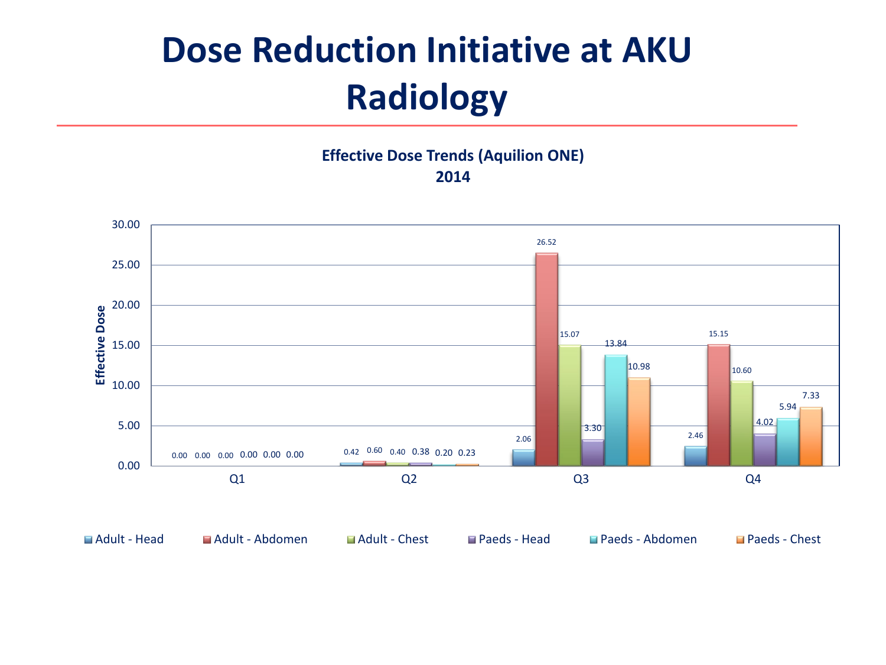# Dose Reduction Initiative at AKU Radiology

**Effective Dose Trends (Aquilion ONE)**
**2014**

| Quarter | Adult - Head | Adult - Abdomen | Adult - Chest | Paeds - Head | Paeds - Abdomen | Paeds - Chest |
|---|---|---|---|---|---|---|
| Q1 | 0.00 | 0.00 | 0.00 | 0.00 | 0.00 | 0.00 |
| Q2 | 0.42 | 0.60 | 0.40 | 0.38 | 0.20 | 0.23 |
| Q3 | 2.06 | 26.52 | 15.07 | 3.30 | 13.84 | 10.98 |
| Q4 | 2.46 | 15.15 | 10.60 | 4.02 | 5.94 | 7.33 |

Effective Dose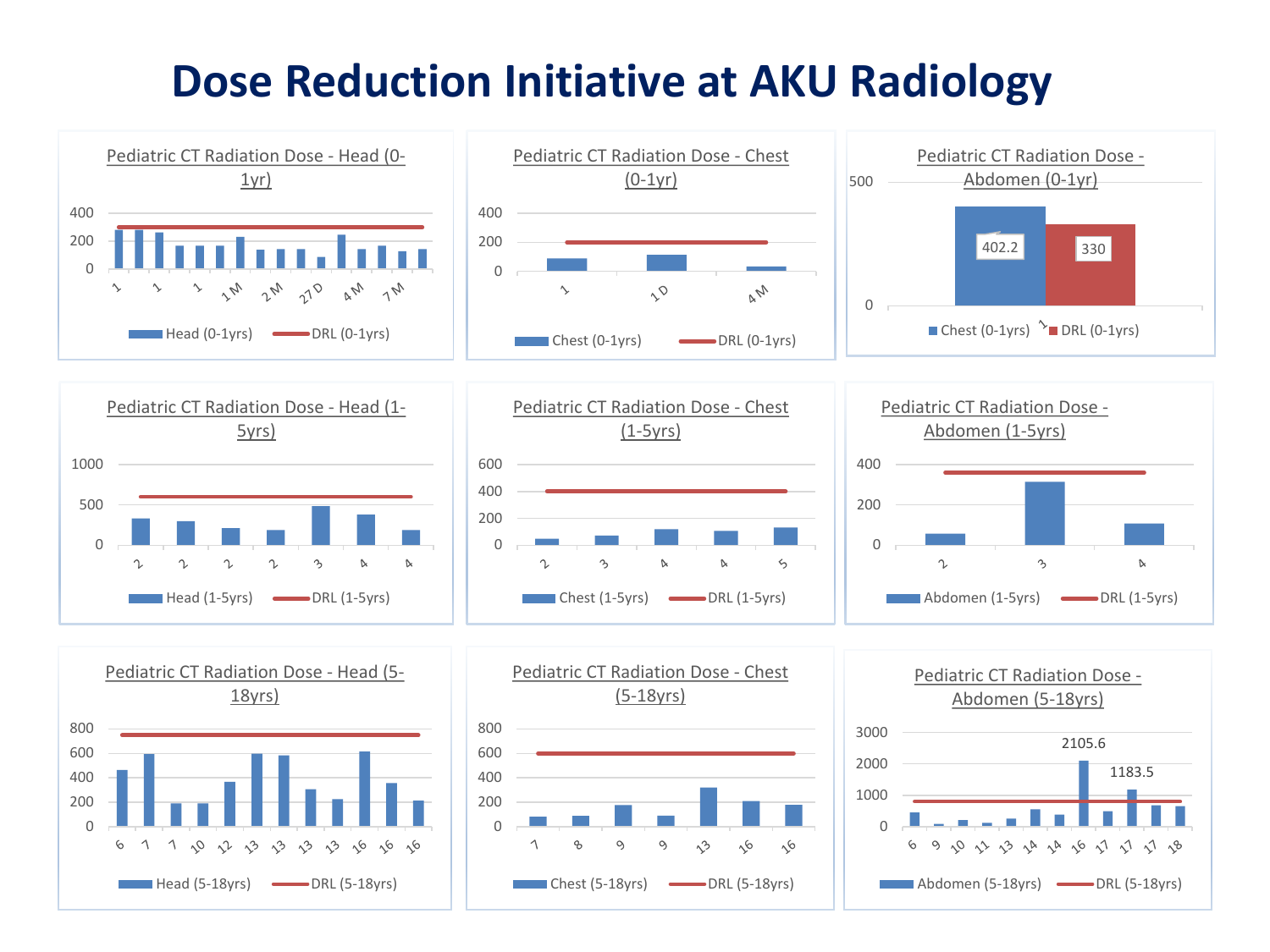# Dose Reduction Initiative at AKU Radiology

### Pediatric CT Radiation Dose - Head (0-1yr)

Y-axis: 0, 200, 400

X-axis: 1, 1, 1, 1 M, 2 M, 27 D, 4 M, 7 M

Legend: Head (0-1yrs), DRL (0-1yrs)

### Pediatric CT Radiation Dose - Chest (0-1yr)

Y-axis: 0, 200, 400

X-axis: 1, 1 D, 4 M

Legend: Chest (0-1yrs), DRL (0-1yrs)

### Pediatric CT Radiation Dose - Abdomen (0-1yr)

Y-axis: 0, 500

X-axis: 1

Data labels: 402.2, 330

Legend: Chest (0-1yrs), DRL (0-1yrs)

### Pediatric CT Radiation Dose - Head (1-5yrs)

Y-axis: 0, 500, 1000

X-axis: 2, 2, 2, 2, 3, 4, 4

Legend: Head (1-5yrs), DRL (1-5yrs)

### Pediatric CT Radiation Dose - Chest (1-5yrs)

Y-axis: 0, 200, 400, 600

X-axis: 2, 3, 4, 4, 5

Legend: Chest (1-5yrs), DRL (1-5yrs)

### Pediatric CT Radiation Dose - Abdomen (1-5yrs)

Y-axis: 0, 200, 400

X-axis: 2, 3, 4

Legend: Abdomen (1-5yrs), DRL (1-5yrs)

### Pediatric CT Radiation Dose - Head (5-18yrs)

Y-axis: 0, 200, 400, 600, 800

X-axis: 6, 7, 7, 10, 12, 13, 13, 13, 13, 16, 16, 16

Legend: Head (5-18yrs), DRL (5-18yrs)

### Pediatric CT Radiation Dose - Chest (5-18yrs)

Y-axis: 0, 200, 400, 600, 800

X-axis: 7, 8, 9, 9, 13, 16, 16

Legend: Chest (5-18yrs), DRL (5-18yrs)

### Pediatric CT Radiation Dose - Abdomen (5-18yrs)

Y-axis: 0, 1000, 2000, 3000

X-axis: 6, 9, 10, 11, 13, 14, 14, 16, 17, 17, 17, 18

Data labels: 2105.6, 1183.5

Legend: Abdomen (5-18yrs), DRL (5-18yrs)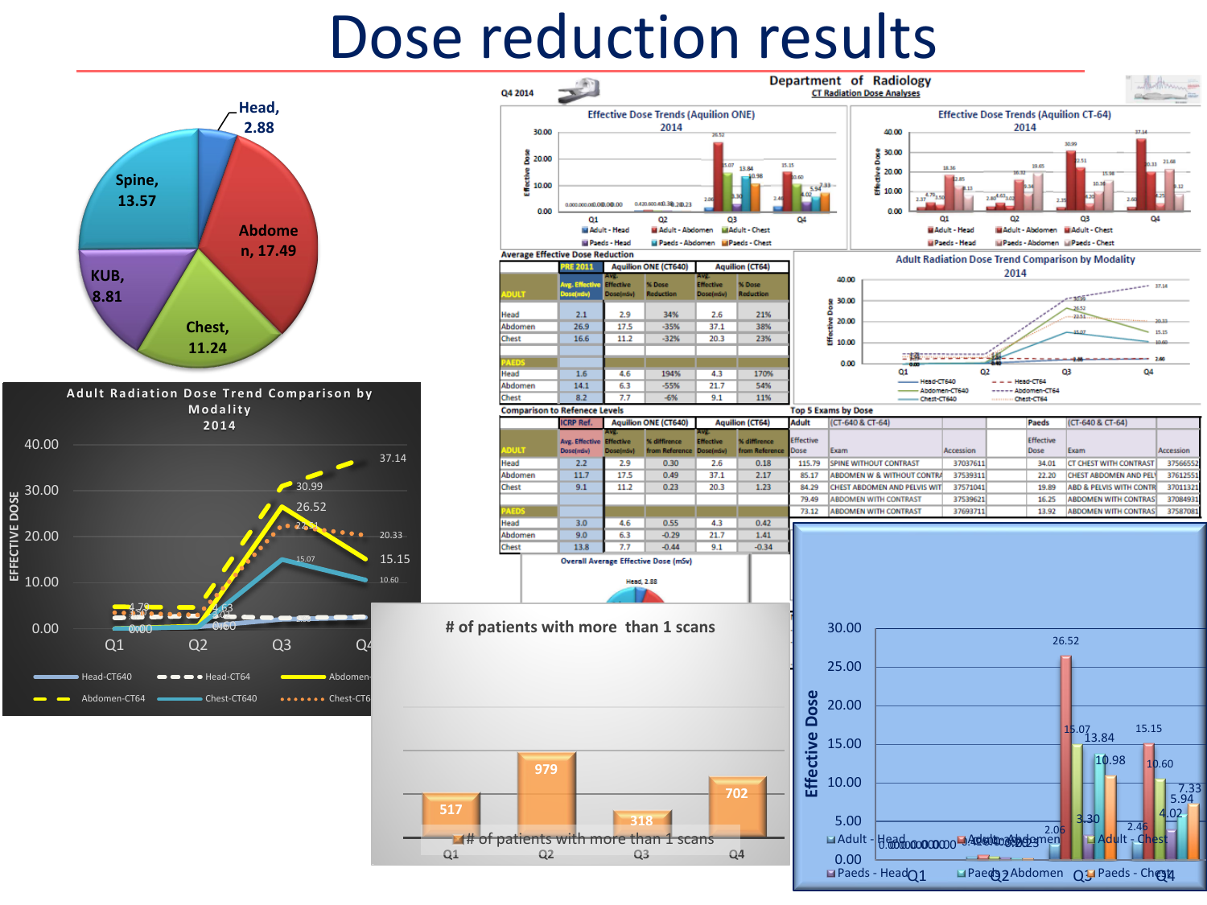# Dose reduction results

**Head, 2.88**
**Abdomen, 17.49**
**Chest, 11.24**
**KUB, 8.81**
**Spine, 13.57**

Q4 2014

**Department of Radiology**
CT Radiation Dose Analyses

**Average Effective Dose Reduction**

| ADULT | PRE 2011 Avg. Effective Dose(mSv) | Aquilion ONE (CT640) Avg. Effective Dose(mSv) | % Dose Reduction | Aquilion (CT64) Avg. Effective Dose(mSv) | % Dose Reduction |
|---|---|---|---|---|---|
| Head | 2.1 | 2.9 | 34% | 2.6 | 21% |
| Abdomen | 26.9 | 17.5 | -35% | 37.1 | 38% |
| Chest | 16.6 | 11.2 | -32% | 20.3 | 23% |
| **PAEDS** | | | | | |
| Head | 1.6 | 4.6 | 194% | 4.3 | 170% |
| Abdomen | 14.1 | 6.3 | -55% | 21.7 | 54% |
| Chest | 8.2 | 7.7 | -6% | 9.1 | 11% |

**Comparison to Reference Levels**

| ADULT | ICRP Ref. Avg. Effective Dose(mSv) | Aquilion ONE (CT640) Effective Dose(mSv) | % difference from Reference | Aquilion (CT64) Avg. Effective Dose(mSv) | % difference from Reference |
|---|---|---|---|---|---|
| Head | 2.2 | 2.9 | 0.30 | 2.6 | 0.18 |
| Abdomen | 11.7 | 17.5 | 0.49 | 37.1 | 2.17 |
| Chest | 9.1 | 11.2 | 0.23 | 20.3 | 1.23 |
| **PAEDS** | | | | | |
| Head | 3.0 | 4.6 | 0.55 | 4.3 | 0.42 |
| Abdomen | 9.0 | 6.3 | -0.29 | 21.7 | 1.41 |
| Chest | 13.8 | 7.7 | -0.44 | 9.1 | -0.34 |

**Top 5 Exams by Dose**

| Adult (CT-640 & CT-64) Effective Dose | Exam | Accession | Paeds (CT-640 & CT-64) Effective Dose | Exam | Accession |
|---|---|---|---|---|---|
| 115.79 | SPINE WITHOUT CONTRAST | 37037611 | 34.01 | CT CHEST WITH CONTRAST | 37566552 |
| 85.17 | ABDOMEN W & WITHOUT CONTRA | 37539311 | 22.20 | CHEST ABDOMEN AND PEL | 37612551 |
| 84.29 | CHEST ABDOMEN AND PELVIS WIT | 37571041 | 19.89 | ABD & PELVIS WITH CONTR | 37011321 |
| 79.49 | ABDOMEN WITH CONTRAST | 37539621 | 16.25 | ABDOMEN WITH CONTRAS | 37084931 |
| 73.12 | ABDOMEN WITH CONTRAST | 37693711 | 13.92 | ABDOMEN WITH CONTRAS | 37587081 |

**Adult Radiation Dose Trend Comparison by Modality 2014**

**# of patients with more than 1 scans**

| Q1 | Q2 | Q3 | Q4 |
|---|---|---|---|
| 517 | 979 | 318 | 702 |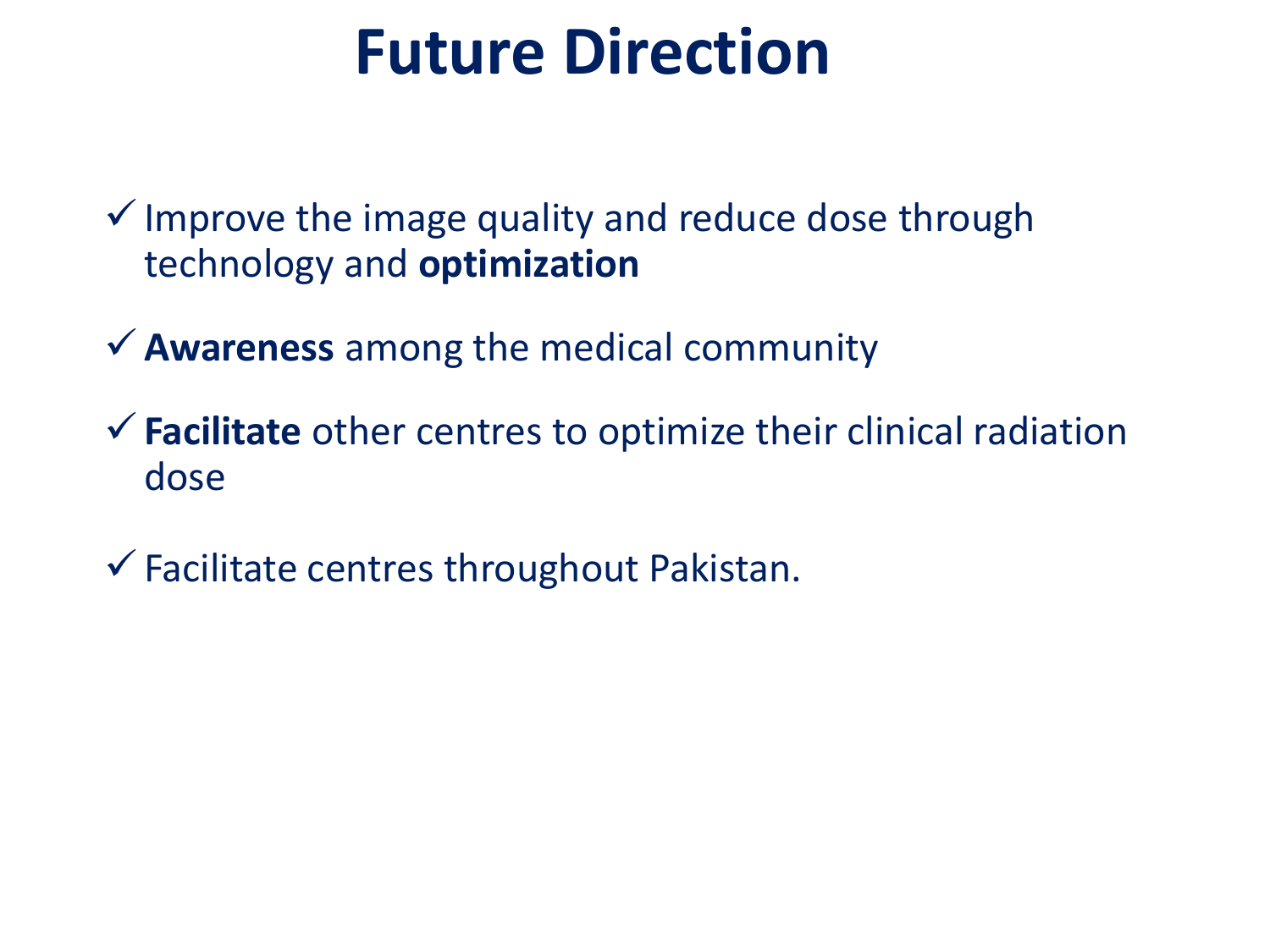# Future Direction

- ✓ Improve the image quality and reduce dose through technology and **optimization**
- ✓ **Awareness** among the medical community
- ✓ **Facilitate** other centres to optimize their clinical radiation dose
- ✓ Facilitate centres throughout Pakistan.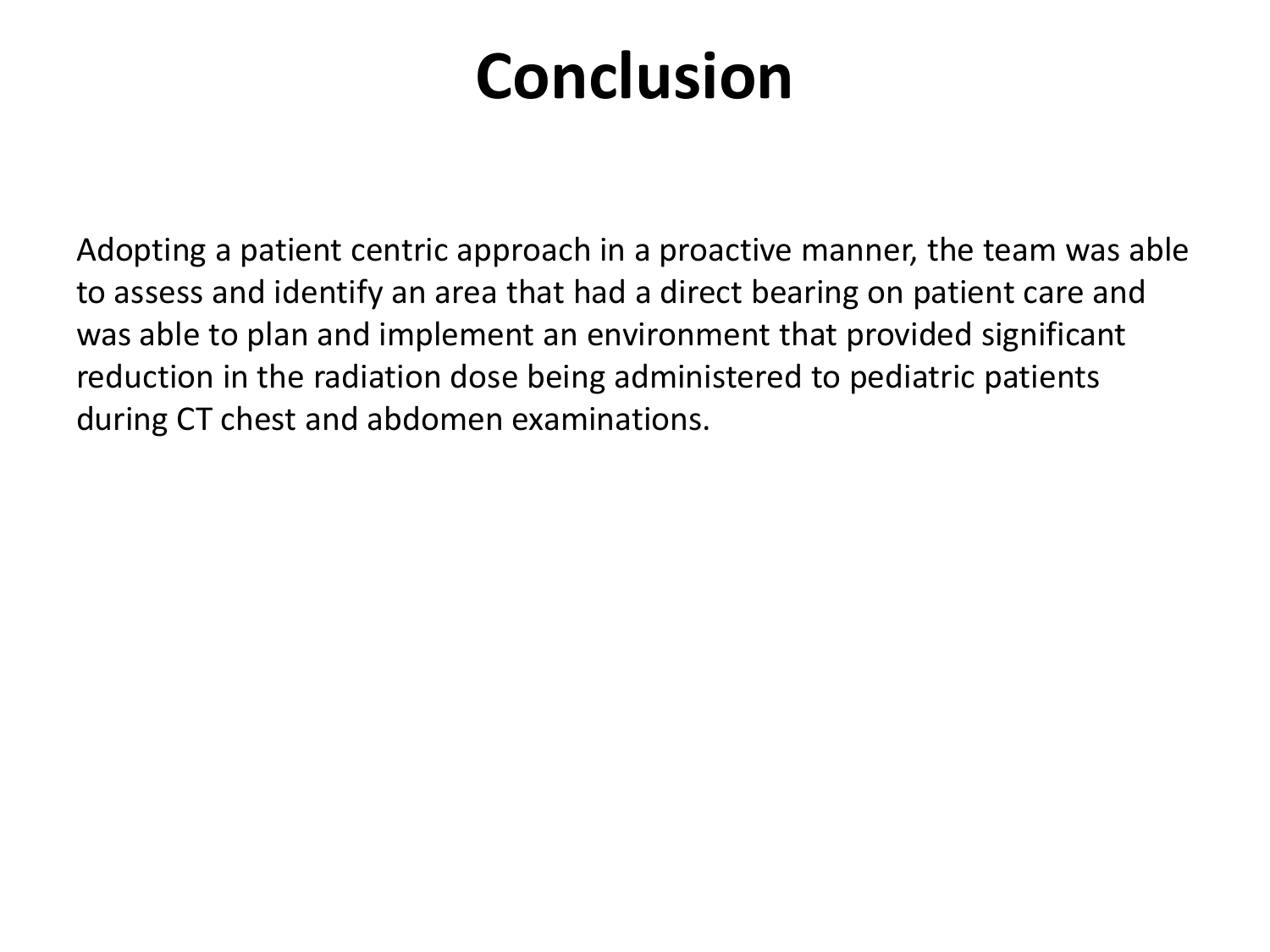# Conclusion

Adopting a patient centric approach in a proactive manner, the team was able to assess and identify an area that had a direct bearing on patient care and was able to plan and implement an environment that provided significant reduction in the radiation dose being administered to pediatric patients during CT chest and abdomen examinations.